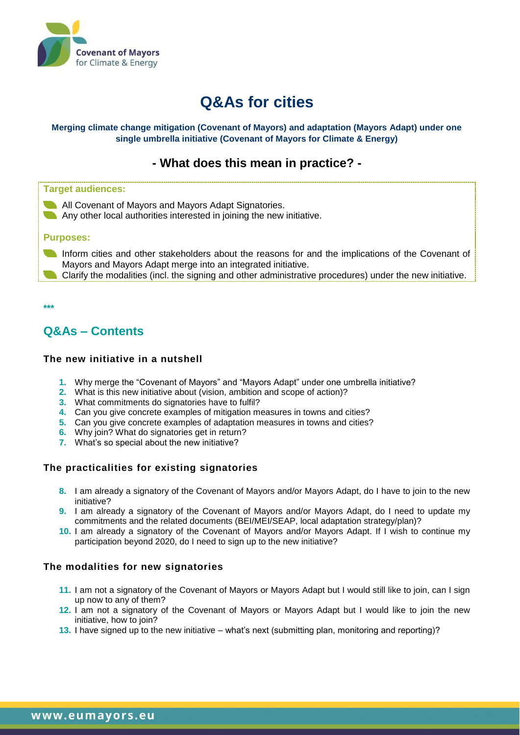# Q&As for cities

**Merging climate change mitigation (Covenant of Mayors) and adaptation (Mayors Adapt) under one single umbrella initiative (Covenant of Mayors for Climate & Energy)**

## - What does this mean in practice? -

**Target audiences:**

- All Covenant of Mayors and Mayors Adapt Signatories.
- Any other local authorities interested in joining the new initiative.

**Purposes:**

- Inform cities and other stakeholders about the reasons for and the implications of the Covenant of Mayors and Mayors Adapt merge into an integrated initiative.
- Clarify the modalities (incl. the signing and other administrative procedures) under the new initiative.

***

## Q&As – Contents

### The new initiative in a nutshell

1. Why merge the "Covenant of Mayors" and "Mayors Adapt" under one umbrella initiative?
2. What is this new initiative about (vision, ambition and scope of action)?
3. What commitments do signatories have to fulfil?
4. Can you give concrete examples of mitigation measures in towns and cities?
5. Can you give concrete examples of adaptation measures in towns and cities?
6. Why join? What do signatories get in return?
7. What's so special about the new initiative?

### The practicalities for existing signatories

8. I am already a signatory of the Covenant of Mayors and/or Mayors Adapt, do I have to join to the new initiative?
9. I am already a signatory of the Covenant of Mayors and/or Mayors Adapt, do I need to update my commitments and the related documents (BEI/MEI/SEAP, local adaptation strategy/plan)?
10. I am already a signatory of the Covenant of Mayors and/or Mayors Adapt. If I wish to continue my participation beyond 2020, do I need to sign up to the new initiative?

### The modalities for new signatories

11. I am not a signatory of the Covenant of Mayors or Mayors Adapt but I would still like to join, can I sign up now to any of them?
12. I am not a signatory of the Covenant of Mayors or Mayors Adapt but I would like to join the new initiative, how to join?
13. I have signed up to the new initiative – what's next (submitting plan, monitoring and reporting)?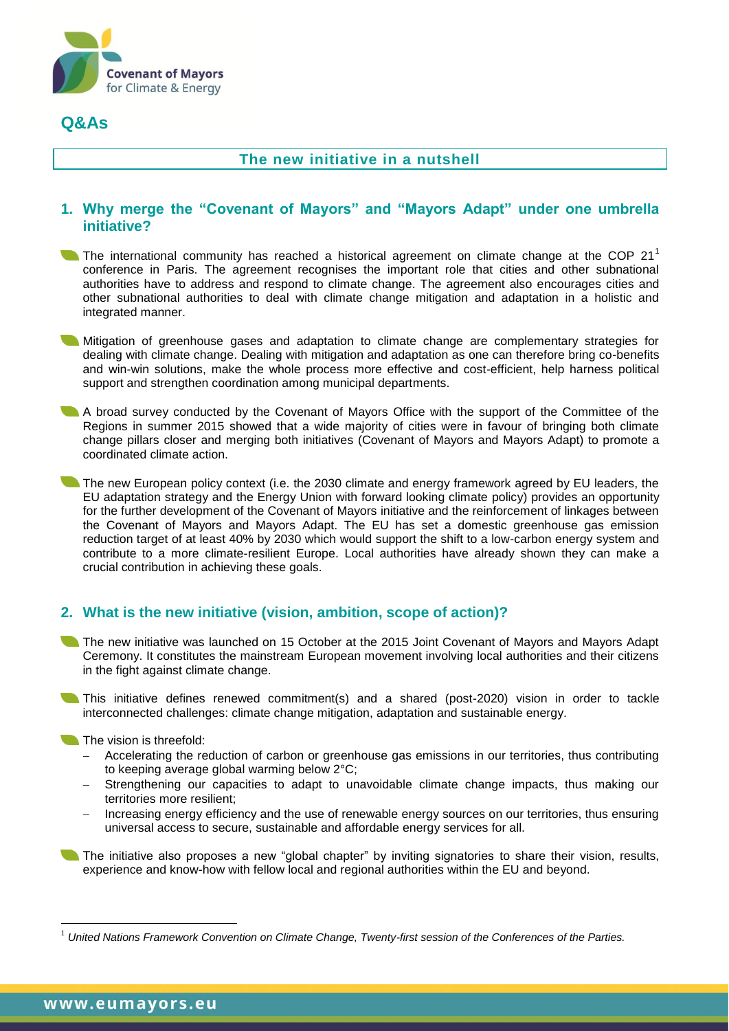# Q&As

## The new initiative in a nutshell

### 1. Why merge the "Covenant of Mayors" and "Mayors Adapt" under one umbrella initiative?

- The international community has reached a historical agreement on climate change at the COP 21[1] conference in Paris. The agreement recognises the important role that cities and other subnational authorities have to address and respond to climate change. The agreement also encourages cities and other subnational authorities to deal with climate change mitigation and adaptation in a holistic and integrated manner.

- Mitigation of greenhouse gases and adaptation to climate change are complementary strategies for dealing with climate change. Dealing with mitigation and adaptation as one can therefore bring co-benefits and win-win solutions, make the whole process more effective and cost-efficient, help harness political support and strengthen coordination among municipal departments.

- A broad survey conducted by the Covenant of Mayors Office with the support of the Committee of the Regions in summer 2015 showed that a wide majority of cities were in favour of bringing both climate change pillars closer and merging both initiatives (Covenant of Mayors and Mayors Adapt) to promote a coordinated climate action.

- The new European policy context (i.e. the 2030 climate and energy framework agreed by EU leaders, the EU adaptation strategy and the Energy Union with forward looking climate policy) provides an opportunity for the further development of the Covenant of Mayors initiative and the reinforcement of linkages between the Covenant of Mayors and Mayors Adapt. The EU has set a domestic greenhouse gas emission reduction target of at least 40% by 2030 which would support the shift to a low-carbon energy system and contribute to a more climate-resilient Europe. Local authorities have already shown they can make a crucial contribution in achieving these goals.

### 2. What is the new initiative (vision, ambition, scope of action)?

- The new initiative was launched on 15 October at the 2015 Joint Covenant of Mayors and Mayors Adapt Ceremony. It constitutes the mainstream European movement involving local authorities and their citizens in the fight against climate change.

- This initiative defines renewed commitment(s) and a shared (post-2020) vision in order to tackle interconnected challenges: climate change mitigation, adaptation and sustainable energy.

- The vision is threefold:
  - Accelerating the reduction of carbon or greenhouse gas emissions in our territories, thus contributing to keeping average global warming below 2°C;
  - Strengthening our capacities to adapt to unavoidable climate change impacts, thus making our territories more resilient;
  - Increasing energy efficiency and the use of renewable energy sources on our territories, thus ensuring universal access to secure, sustainable and affordable energy services for all.

- The initiative also proposes a new "global chapter" by inviting signatories to share their vision, results, experience and know-how with fellow local and regional authorities within the EU and beyond.

[1] *United Nations Framework Convention on Climate Change, Twenty-first session of the Conferences of the Parties.*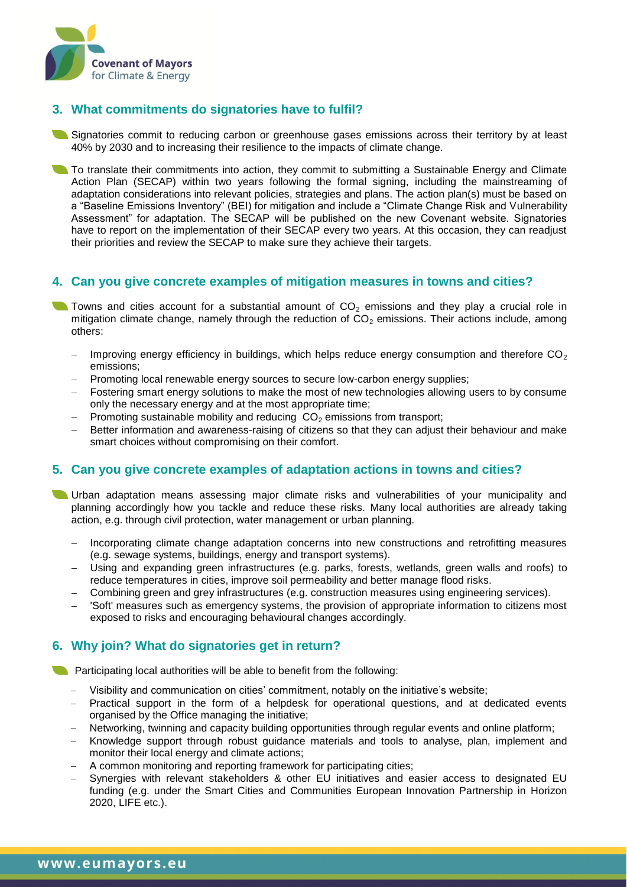## 3. What commitments do signatories have to fulfil?

Signatories commit to reducing carbon or greenhouse gases emissions across their territory by at least 40% by 2030 and to increasing their resilience to the impacts of climate change.

To translate their commitments into action, they commit to submitting a Sustainable Energy and Climate Action Plan (SECAP) within two years following the formal signing, including the mainstreaming of adaptation considerations into relevant policies, strategies and plans. The action plan(s) must be based on a "Baseline Emissions Inventory" (BEI) for mitigation and include a "Climate Change Risk and Vulnerability Assessment" for adaptation. The SECAP will be published on the new Covenant website. Signatories have to report on the implementation of their SECAP every two years. At this occasion, they can readjust their priorities and review the SECAP to make sure they achieve their targets.

## 4. Can you give concrete examples of mitigation measures in towns and cities?

Towns and cities account for a substantial amount of $CO_2$ emissions and they play a crucial role in mitigation climate change, namely through the reduction of $CO_2$ emissions. Their actions include, among others:

- Improving energy efficiency in buildings, which helps reduce energy consumption and therefore $CO_2$ emissions;
- Promoting local renewable energy sources to secure low-carbon energy supplies;
- Fostering smart energy solutions to make the most of new technologies allowing users to by consume only the necessary energy and at the most appropriate time;
- Promoting sustainable mobility and reducing $CO_2$ emissions from transport;
- Better information and awareness-raising of citizens so that they can adjust their behaviour and make smart choices without compromising on their comfort.

## 5. Can you give concrete examples of adaptation actions in towns and cities?

Urban adaptation means assessing major climate risks and vulnerabilities of your municipality and planning accordingly how you tackle and reduce these risks. Many local authorities are already taking action, e.g. through civil protection, water management or urban planning.

- Incorporating climate change adaptation concerns into new constructions and retrofitting measures (e.g. sewage systems, buildings, energy and transport systems).
- Using and expanding green infrastructures (e.g. parks, forests, wetlands, green walls and roofs) to reduce temperatures in cities, improve soil permeability and better manage flood risks.
- Combining green and grey infrastructures (e.g. construction measures using engineering services).
- 'Soft' measures such as emergency systems, the provision of appropriate information to citizens most exposed to risks and encouraging behavioural changes accordingly.

## 6. Why join? What do signatories get in return?

Participating local authorities will be able to benefit from the following:

- Visibility and communication on cities' commitment, notably on the initiative's website;
- Practical support in the form of a helpdesk for operational questions, and at dedicated events organised by the Office managing the initiative;
- Networking, twinning and capacity building opportunities through regular events and online platform;
- Knowledge support through robust guidance materials and tools to analyse, plan, implement and monitor their local energy and climate actions;
- A common monitoring and reporting framework for participating cities;
- Synergies with relevant stakeholders & other EU initiatives and easier access to designated EU funding (e.g. under the Smart Cities and Communities European Innovation Partnership in Horizon 2020, LIFE etc.).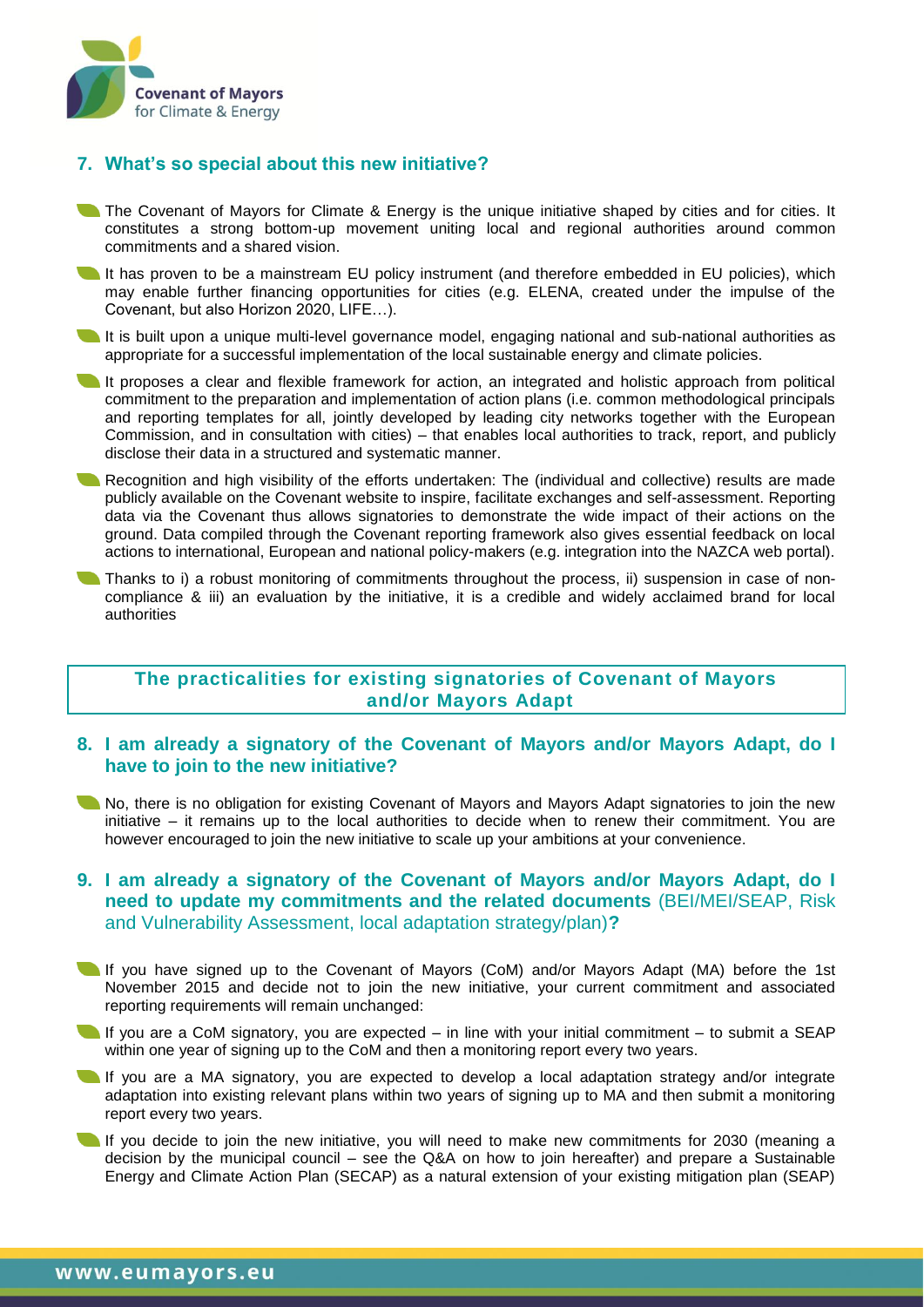## 7. What's so special about this new initiative?

- The Covenant of Mayors for Climate & Energy is the unique initiative shaped by cities and for cities. It constitutes a strong bottom-up movement uniting local and regional authorities around common commitments and a shared vision.
- It has proven to be a mainstream EU policy instrument (and therefore embedded in EU policies), which may enable further financing opportunities for cities (e.g. ELENA, created under the impulse of the Covenant, but also Horizon 2020, LIFE…).
- It is built upon a unique multi-level governance model, engaging national and sub-national authorities as appropriate for a successful implementation of the local sustainable energy and climate policies.
- It proposes a clear and flexible framework for action, an integrated and holistic approach from political commitment to the preparation and implementation of action plans (i.e. common methodological principals and reporting templates for all, jointly developed by leading city networks together with the European Commission, and in consultation with cities) – that enables local authorities to track, report, and publicly disclose their data in a structured and systematic manner.
- Recognition and high visibility of the efforts undertaken: The (individual and collective) results are made publicly available on the Covenant website to inspire, facilitate exchanges and self-assessment. Reporting data via the Covenant thus allows signatories to demonstrate the wide impact of their actions on the ground. Data compiled through the Covenant reporting framework also gives essential feedback on local actions to international, European and national policy-makers (e.g. integration into the NAZCA web portal).
- Thanks to i) a robust monitoring of commitments throughout the process, ii) suspension in case of non-compliance & iii) an evaluation by the initiative, it is a credible and widely acclaimed brand for local authorities

## The practicalities for existing signatories of Covenant of Mayors and/or Mayors Adapt

## 8. I am already a signatory of the Covenant of Mayors and/or Mayors Adapt, do I have to join to the new initiative?

- No, there is no obligation for existing Covenant of Mayors and Mayors Adapt signatories to join the new initiative – it remains up to the local authorities to decide when to renew their commitment. You are however encouraged to join the new initiative to scale up your ambitions at your convenience.

## 9. I am already a signatory of the Covenant of Mayors and/or Mayors Adapt, do I need to update my commitments and the related documents (BEI/MEI/SEAP, Risk and Vulnerability Assessment, local adaptation strategy/plan)?

- If you have signed up to the Covenant of Mayors (CoM) and/or Mayors Adapt (MA) before the 1st November 2015 and decide not to join the new initiative, your current commitment and associated reporting requirements will remain unchanged:
- If you are a CoM signatory, you are expected – in line with your initial commitment – to submit a SEAP within one year of signing up to the CoM and then a monitoring report every two years.
- If you are a MA signatory, you are expected to develop a local adaptation strategy and/or integrate adaptation into existing relevant plans within two years of signing up to MA and then submit a monitoring report every two years.
- If you decide to join the new initiative, you will need to make new commitments for 2030 (meaning a decision by the municipal council – see the Q&A on how to join hereafter) and prepare a Sustainable Energy and Climate Action Plan (SECAP) as a natural extension of your existing mitigation plan (SEAP)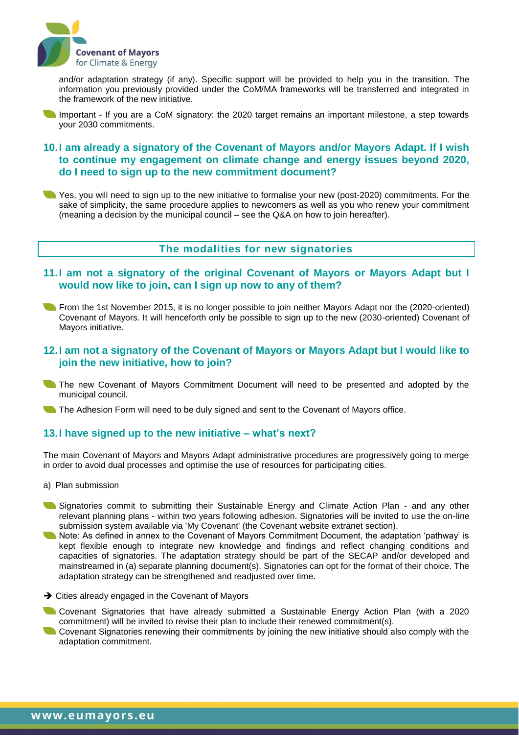and/or adaptation strategy (if any). Specific support will be provided to help you in the transition. The information you previously provided under the CoM/MA frameworks will be transferred and integrated in the framework of the new initiative.

- Important - If you are a CoM signatory: the 2020 target remains an important milestone, a step towards your 2030 commitments.

## 10. I am already a signatory of the Covenant of Mayors and/or Mayors Adapt. If I wish to continue my engagement on climate change and energy issues beyond 2020, do I need to sign up to the new commitment document?

- Yes, you will need to sign up to the new initiative to formalise your new (post-2020) commitments. For the sake of simplicity, the same procedure applies to newcomers as well as you who renew your commitment (meaning a decision by the municipal council – see the Q&A on how to join hereafter).

# The modalities for new signatories

## 11. I am not a signatory of the original Covenant of Mayors or Mayors Adapt but I would now like to join, can I sign up now to any of them?

- From the 1st November 2015, it is no longer possible to join neither Mayors Adapt nor the (2020-oriented) Covenant of Mayors. It will henceforth only be possible to sign up to the new (2030-oriented) Covenant of Mayors initiative.

## 12. I am not a signatory of the Covenant of Mayors or Mayors Adapt but I would like to join the new initiative, how to join?

- The new Covenant of Mayors Commitment Document will need to be presented and adopted by the municipal council.
- The Adhesion Form will need to be duly signed and sent to the Covenant of Mayors office.

## 13. I have signed up to the new initiative – what's next?

The main Covenant of Mayors and Mayors Adapt administrative procedures are progressively going to merge in order to avoid dual processes and optimise the use of resources for participating cities.

a) Plan submission

- Signatories commit to submitting their Sustainable Energy and Climate Action Plan - and any other relevant planning plans - within two years following adhesion. Signatories will be invited to use the on-line submission system available via 'My Covenant' (the Covenant website extranet section).
- Note: As defined in annex to the Covenant of Mayors Commitment Document, the adaptation 'pathway' is kept flexible enough to integrate new knowledge and findings and reflect changing conditions and capacities of signatories. The adaptation strategy should be part of the SECAP and/or developed and mainstreamed in (a) separate planning document(s). Signatories can opt for the format of their choice. The adaptation strategy can be strengthened and readjusted over time.

→ Cities already engaged in the Covenant of Mayors

- Covenant Signatories that have already submitted a Sustainable Energy Action Plan (with a 2020 commitment) will be invited to revise their plan to include their renewed commitment(s).
- Covenant Signatories renewing their commitments by joining the new initiative should also comply with the adaptation commitment.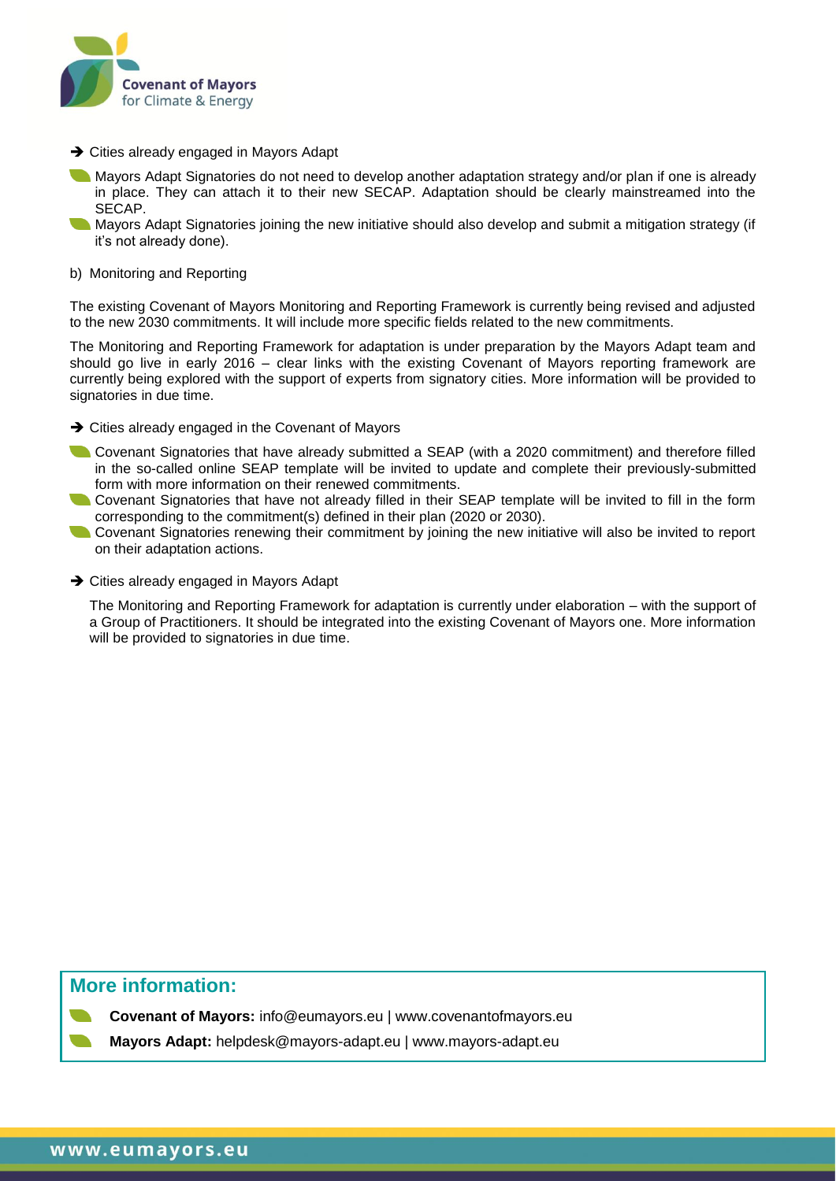➔ Cities already engaged in Mayors Adapt

- Mayors Adapt Signatories do not need to develop another adaptation strategy and/or plan if one is already in place. They can attach it to their new SECAP. Adaptation should be clearly mainstreamed into the SECAP.
- Mayors Adapt Signatories joining the new initiative should also develop and submit a mitigation strategy (if it's not already done).

b) Monitoring and Reporting

The existing Covenant of Mayors Monitoring and Reporting Framework is currently being revised and adjusted to the new 2030 commitments. It will include more specific fields related to the new commitments.

The Monitoring and Reporting Framework for adaptation is under preparation by the Mayors Adapt team and should go live in early 2016 – clear links with the existing Covenant of Mayors reporting framework are currently being explored with the support of experts from signatory cities. More information will be provided to signatories in due time.

➔ Cities already engaged in the Covenant of Mayors

- Covenant Signatories that have already submitted a SEAP (with a 2020 commitment) and therefore filled in the so-called online SEAP template will be invited to update and complete their previously-submitted form with more information on their renewed commitments.
- Covenant Signatories that have not already filled in their SEAP template will be invited to fill in the form corresponding to the commitment(s) defined in their plan (2020 or 2030).
- Covenant Signatories renewing their commitment by joining the new initiative will also be invited to report on their adaptation actions.

➔ Cities already engaged in Mayors Adapt

The Monitoring and Reporting Framework for adaptation is currently under elaboration – with the support of a Group of Practitioners. It should be integrated into the existing Covenant of Mayors one. More information will be provided to signatories in due time.

## More information:

- **Covenant of Mayors:** info@eumayors.eu | www.covenantofmayors.eu
- **Mayors Adapt:** helpdesk@mayors-adapt.eu | www.mayors-adapt.eu